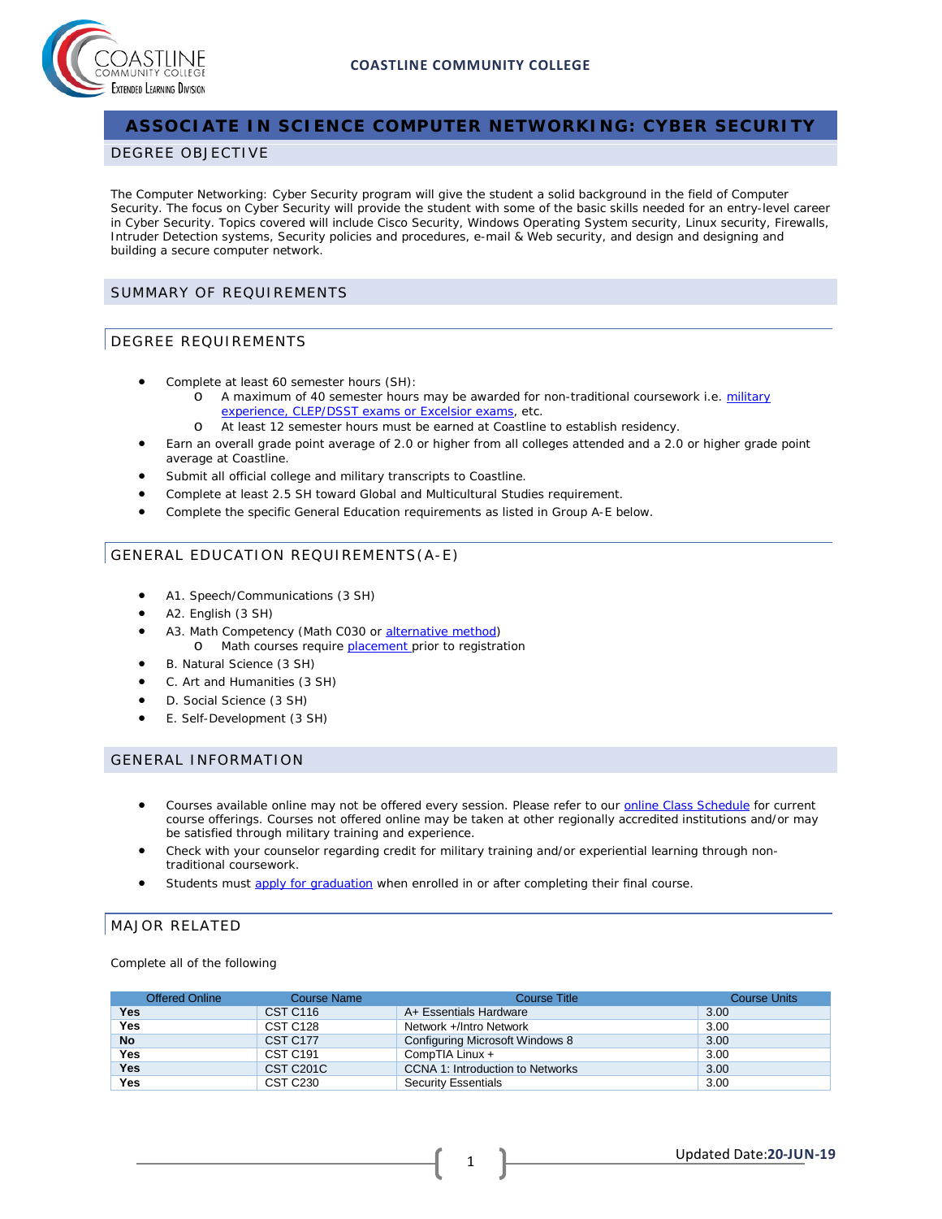# ASSOCIATE IN SCIENCE COMPUTER NETWORKING: CYBER SECURITY

## DEGREE OBJECTIVE

The Computer Networking: Cyber Security program will give the student a solid background in the field of Computer Security. The focus on Cyber Security will provide the student with some of the basic skills needed for an entry-level career in Cyber Security. Topics covered will include Cisco Security, Windows Operating System security, Linux security, Firewalls, Intruder Detection systems, Security policies and procedures, e-mail & Web security, and design and designing and building a secure computer network.

## SUMMARY OF REQUIREMENTS

## DEGREE REQUIREMENTS

- Complete at least 60 semester hours (SH):
  - A maximum of 40 semester hours may be awarded for non-traditional coursework i.e. military experience, CLEP/DSST exams or Excelsior exams, etc.
  - At least 12 semester hours must be earned at Coastline to establish residency.
- Earn an overall grade point average of 2.0 or higher from all colleges attended and a 2.0 or higher grade point average at Coastline.
- Submit all official college and military transcripts to Coastline.
- Complete at least 2.5 SH toward Global and Multicultural Studies requirement.
- Complete the specific General Education requirements as listed in Group A-E below.

## GENERAL EDUCATION REQUIREMENTS(A-E)

- A1. Speech/Communications (3 SH)
- A2. English (3 SH)
- A3. Math Competency (Math C030 or alternative method)
  - Math courses require placement prior to registration
- B. Natural Science (3 SH)
- C. Art and Humanities (3 SH)
- D. Social Science (3 SH)
- E. Self-Development (3 SH)

## GENERAL INFORMATION

- Courses available online may not be offered every session. Please refer to our online Class Schedule for current course offerings. Courses not offered online may be taken at other regionally accredited institutions and/or may be satisfied through military training and experience.
- Check with your counselor regarding credit for military training and/or experiential learning through non-traditional coursework.
- Students must apply for graduation when enrolled in or after completing their final course.

## MAJOR RELATED

Complete all of the following

| Offered Online | Course Name | Course Title | Course Units |
|---|---|---|---|
| **Yes** | CST C116 | A+ Essentials Hardware | 3.00 |
| **Yes** | CST C128 | Network +/Intro Network | 3.00 |
| **No** | CST C177 | Configuring Microsoft Windows 8 | 3.00 |
| **Yes** | CST C191 | CompTIA Linux + | 3.00 |
| **Yes** | CST C201C | CCNA 1: Introduction to Networks | 3.00 |
| **Yes** | CST C230 | Security Essentials | 3.00 |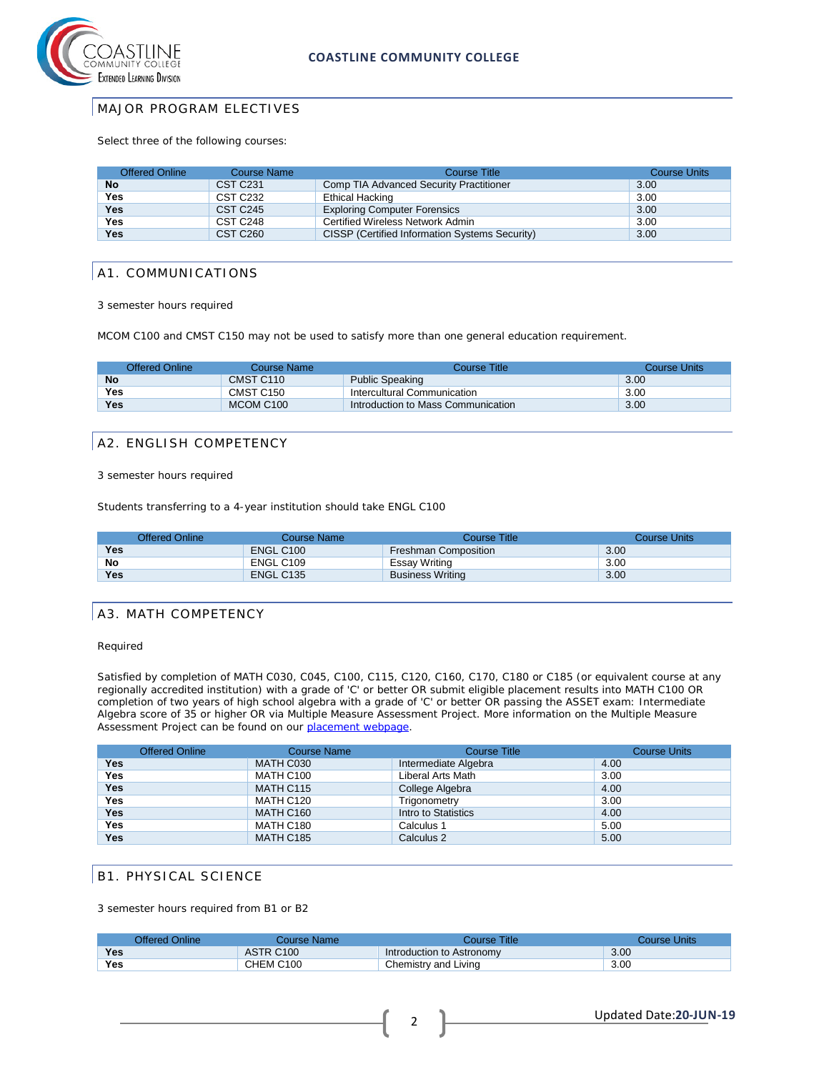## MAJOR PROGRAM ELECTIVES

Select three of the following courses:

| Offered Online | Course Name | Course Title | Course Units |
|---|---|---|---|
| **No** | CST C231 | Comp TIA Advanced Security Practitioner | 3.00 |
| **Yes** | CST C232 | Ethical Hacking | 3.00 |
| **Yes** | CST C245 | Exploring Computer Forensics | 3.00 |
| **Yes** | CST C248 | Certified Wireless Network Admin | 3.00 |
| **Yes** | CST C260 | CISSP (Certified Information Systems Security) | 3.00 |

## A1. COMMUNICATIONS

3 semester hours required

MCOM C100 and CMST C150 may not be used to satisfy more than one general education requirement.

| Offered Online | Course Name | Course Title | Course Units |
|---|---|---|---|
| **No** | CMST C110 | Public Speaking | 3.00 |
| **Yes** | CMST C150 | Intercultural Communication | 3.00 |
| **Yes** | MCOM C100 | Introduction to Mass Communication | 3.00 |

## A2. ENGLISH COMPETENCY

3 semester hours required

Students transferring to a 4-year institution should take ENGL C100

| Offered Online | Course Name | Course Title | Course Units |
|---|---|---|---|
| **Yes** | ENGL C100 | Freshman Composition | 3.00 |
| **No** | ENGL C109 | Essay Writing | 3.00 |
| **Yes** | ENGL C135 | Business Writing | 3.00 |

## A3. MATH COMPETENCY

Required

Satisfied by completion of MATH C030, C045, C100, C115, C120, C160, C170, C180 or C185 (or equivalent course at any regionally accredited institution) with a grade of 'C' or better OR submit eligible placement results into MATH C100 OR completion of two years of high school algebra with a grade of 'C' or better OR passing the ASSET exam: Intermediate Algebra score of 35 or higher OR via Multiple Measure Assessment Project. More information on the Multiple Measure Assessment Project can be found on our placement webpage.

| Offered Online | Course Name | Course Title | Course Units |
|---|---|---|---|
| **Yes** | MATH C030 | Intermediate Algebra | 4.00 |
| **Yes** | MATH C100 | Liberal Arts Math | 3.00 |
| **Yes** | MATH C115 | College Algebra | 4.00 |
| **Yes** | MATH C120 | Trigonometry | 3.00 |
| **Yes** | MATH C160 | Intro to Statistics | 4.00 |
| **Yes** | MATH C180 | Calculus 1 | 5.00 |
| **Yes** | MATH C185 | Calculus 2 | 5.00 |

## B1. PHYSICAL SCIENCE

3 semester hours required from B1 or B2

| Offered Online | Course Name | Course Title | Course Units |
|---|---|---|---|
| **Yes** | ASTR C100 | Introduction to Astronomy | 3.00 |
| **Yes** | CHEM C100 | Chemistry and Living | 3.00 |

Updated Date: **20-JUN-19**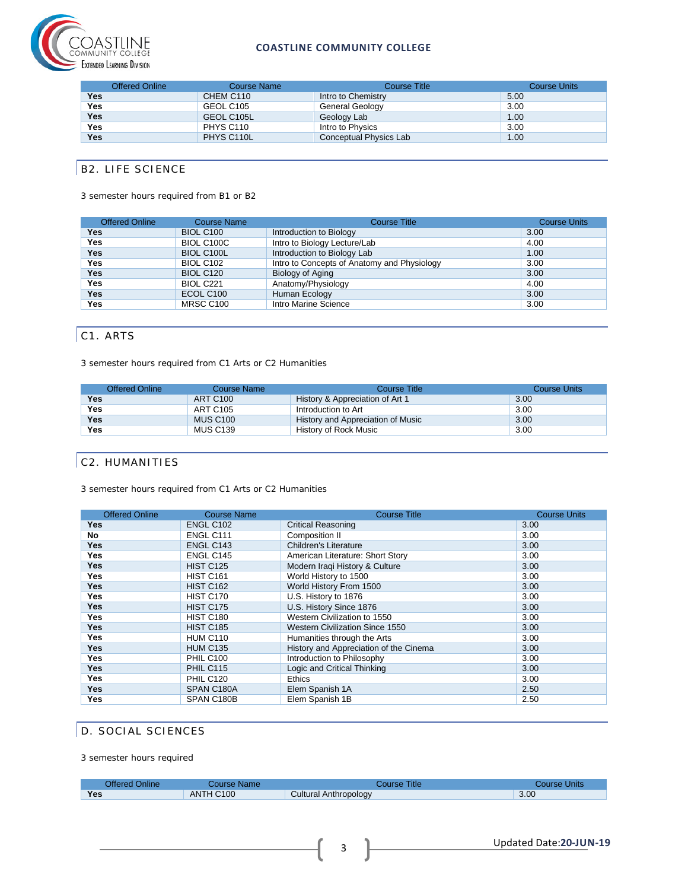| Offered Online | Course Name | Course Title | Course Units |
|---|---|---|---|
| **Yes** | CHEM C110 | Intro to Chemistry | 5.00 |
| **Yes** | GEOL C105 | General Geology | 3.00 |
| **Yes** | GEOL C105L | Geology Lab | 1.00 |
| **Yes** | PHYS C110 | Intro to Physics | 3.00 |
| **Yes** | PHYS C110L | Conceptual Physics Lab | 1.00 |

## B2. LIFE SCIENCE

3 semester hours required from B1 or B2

| Offered Online | Course Name | Course Title | Course Units |
|---|---|---|---|
| **Yes** | BIOL C100 | Introduction to Biology | 3.00 |
| **Yes** | BIOL C100C | Intro to Biology Lecture/Lab | 4.00 |
| **Yes** | BIOL C100L | Introduction to Biology Lab | 1.00 |
| **Yes** | BIOL C102 | Intro to Concepts of Anatomy and Physiology | 3.00 |
| **Yes** | BIOL C120 | Biology of Aging | 3.00 |
| **Yes** | BIOL C221 | Anatomy/Physiology | 4.00 |
| **Yes** | ECOL C100 | Human Ecology | 3.00 |
| **Yes** | MRSC C100 | Intro Marine Science | 3.00 |

## C1. ARTS

3 semester hours required from C1 Arts or C2 Humanities

| Offered Online | Course Name | Course Title | Course Units |
|---|---|---|---|
| **Yes** | ART C100 | History & Appreciation of Art 1 | 3.00 |
| **Yes** | ART C105 | Introduction to Art | 3.00 |
| **Yes** | MUS C100 | History and Appreciation of Music | 3.00 |
| **Yes** | MUS C139 | History of Rock Music | 3.00 |

## C2. HUMANITIES

3 semester hours required from C1 Arts or C2 Humanities

| Offered Online | Course Name | Course Title | Course Units |
|---|---|---|---|
| **Yes** | ENGL C102 | Critical Reasoning | 3.00 |
| **No** | ENGL C111 | Composition II | 3.00 |
| **Yes** | ENGL C143 | Children's Literature | 3.00 |
| **Yes** | ENGL C145 | American Literature: Short Story | 3.00 |
| **Yes** | HIST C125 | Modern Iraqi History & Culture | 3.00 |
| **Yes** | HIST C161 | World History to 1500 | 3.00 |
| **Yes** | HIST C162 | World History From 1500 | 3.00 |
| **Yes** | HIST C170 | U.S. History to 1876 | 3.00 |
| **Yes** | HIST C175 | U.S. History Since 1876 | 3.00 |
| **Yes** | HIST C180 | Western Civilization to 1550 | 3.00 |
| **Yes** | HIST C185 | Western Civilization Since 1550 | 3.00 |
| **Yes** | HUM C110 | Humanities through the Arts | 3.00 |
| **Yes** | HUM C135 | History and Appreciation of the Cinema | 3.00 |
| **Yes** | PHIL C100 | Introduction to Philosophy | 3.00 |
| **Yes** | PHIL C115 | Logic and Critical Thinking | 3.00 |
| **Yes** | PHIL C120 | Ethics | 3.00 |
| **Yes** | SPAN C180A | Elem Spanish 1A | 2.50 |
| **Yes** | SPAN C180B | Elem Spanish 1B | 2.50 |

## D. SOCIAL SCIENCES

3 semester hours required

| Offered Online | Course Name | Course Title | Course Units |
|---|---|---|---|
| **Yes** | ANTH C100 | Cultural Anthropology | 3.00 |

Updated Date: **20-JUN-19**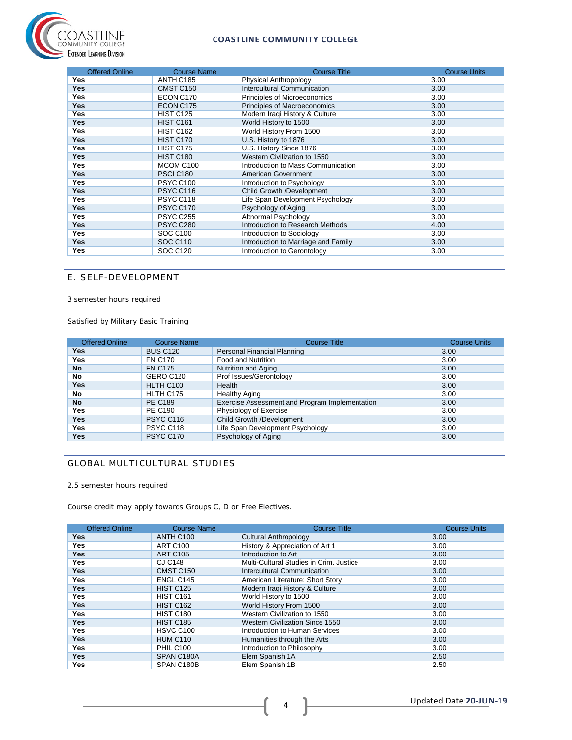| Offered Online | Course Name | Course Title | Course Units |
|---|---|---|---|
| **Yes** | ANTH C185 | Physical Anthropology | 3.00 |
| **Yes** | CMST C150 | Intercultural Communication | 3.00 |
| **Yes** | ECON C170 | Principles of Microeconomics | 3.00 |
| **Yes** | ECON C175 | Principles of Macroeconomics | 3.00 |
| **Yes** | HIST C125 | Modern Iraqi History & Culture | 3.00 |
| **Yes** | HIST C161 | World History to 1500 | 3.00 |
| **Yes** | HIST C162 | World History From 1500 | 3.00 |
| **Yes** | HIST C170 | U.S. History to 1876 | 3.00 |
| **Yes** | HIST C175 | U.S. History Since 1876 | 3.00 |
| **Yes** | HIST C180 | Western Civilization to 1550 | 3.00 |
| **Yes** | MCOM C100 | Introduction to Mass Communication | 3.00 |
| **Yes** | PSCI C180 | American Government | 3.00 |
| **Yes** | PSYC C100 | Introduction to Psychology | 3.00 |
| **Yes** | PSYC C116 | Child Growth /Development | 3.00 |
| **Yes** | PSYC C118 | Life Span Development Psychology | 3.00 |
| **Yes** | PSYC C170 | Psychology of Aging | 3.00 |
| **Yes** | PSYC C255 | Abnormal Psychology | 3.00 |
| **Yes** | PSYC C280 | Introduction to Research Methods | 4.00 |
| **Yes** | SOC C100 | Introduction to Sociology | 3.00 |
| **Yes** | SOC C110 | Introduction to Marriage and Family | 3.00 |
| **Yes** | SOC C120 | Introduction to Gerontology | 3.00 |

## E. SELF-DEVELOPMENT

3 semester hours required

Satisfied by Military Basic Training

| Offered Online | Course Name | Course Title | Course Units |
|---|---|---|---|
| **Yes** | BUS C120 | Personal Financial Planning | 3.00 |
| **Yes** | FN C170 | Food and Nutrition | 3.00 |
| **No** | FN C175 | Nutrition and Aging | 3.00 |
| **No** | GERO C120 | Prof Issues/Gerontology | 3.00 |
| **Yes** | HLTH C100 | Health | 3.00 |
| **No** | HLTH C175 | Healthy Aging | 3.00 |
| **No** | PE C189 | Exercise Assessment and Program Implementation | 3.00 |
| **Yes** | PE C190 | Physiology of Exercise | 3.00 |
| **Yes** | PSYC C116 | Child Growth /Development | 3.00 |
| **Yes** | PSYC C118 | Life Span Development Psychology | 3.00 |
| **Yes** | PSYC C170 | Psychology of Aging | 3.00 |

## GLOBAL MULTICULTURAL STUDIES

2.5 semester hours required

Course credit may apply towards Groups C, D or Free Electives.

| Offered Online | Course Name | Course Title | Course Units |
|---|---|---|---|
| **Yes** | ANTH C100 | Cultural Anthropology | 3.00 |
| **Yes** | ART C100 | History & Appreciation of Art 1 | 3.00 |
| **Yes** | ART C105 | Introduction to Art | 3.00 |
| **Yes** | CJ C148 | Multi-Cultural Studies in Crim. Justice | 3.00 |
| **Yes** | CMST C150 | Intercultural Communication | 3.00 |
| **Yes** | ENGL C145 | American Literature: Short Story | 3.00 |
| **Yes** | HIST C125 | Modern Iraqi History & Culture | 3.00 |
| **Yes** | HIST C161 | World History to 1500 | 3.00 |
| **Yes** | HIST C162 | World History From 1500 | 3.00 |
| **Yes** | HIST C180 | Western Civilization to 1550 | 3.00 |
| **Yes** | HIST C185 | Western Civilization Since 1550 | 3.00 |
| **Yes** | HSVC C100 | Introduction to Human Services | 3.00 |
| **Yes** | HUM C110 | Humanities through the Arts | 3.00 |
| **Yes** | PHIL C100 | Introduction to Philosophy | 3.00 |
| **Yes** | SPAN C180A | Elem Spanish 1A | 2.50 |
| **Yes** | SPAN C180B | Elem Spanish 1B | 2.50 |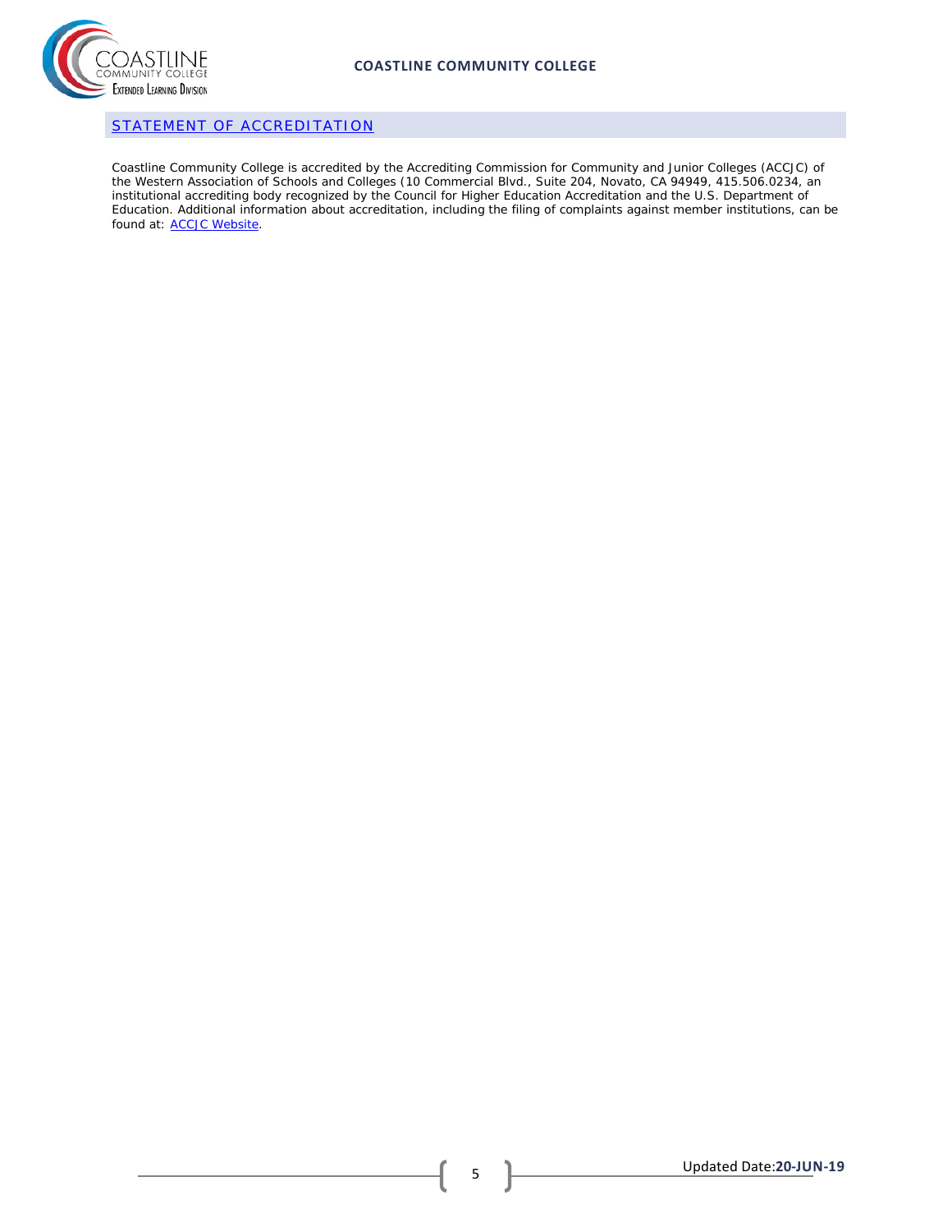## STATEMENT OF ACCREDITATION

Coastline Community College is accredited by the Accrediting Commission for Community and Junior Colleges (ACCJC) of the Western Association of Schools and Colleges (10 Commercial Blvd., Suite 204, Novato, CA 94949, 415.506.0234, an institutional accrediting body recognized by the Council for Higher Education Accreditation and the U.S. Department of Education. Additional information about accreditation, including the filing of complaints against member institutions, can be found at: ACCJC Website.